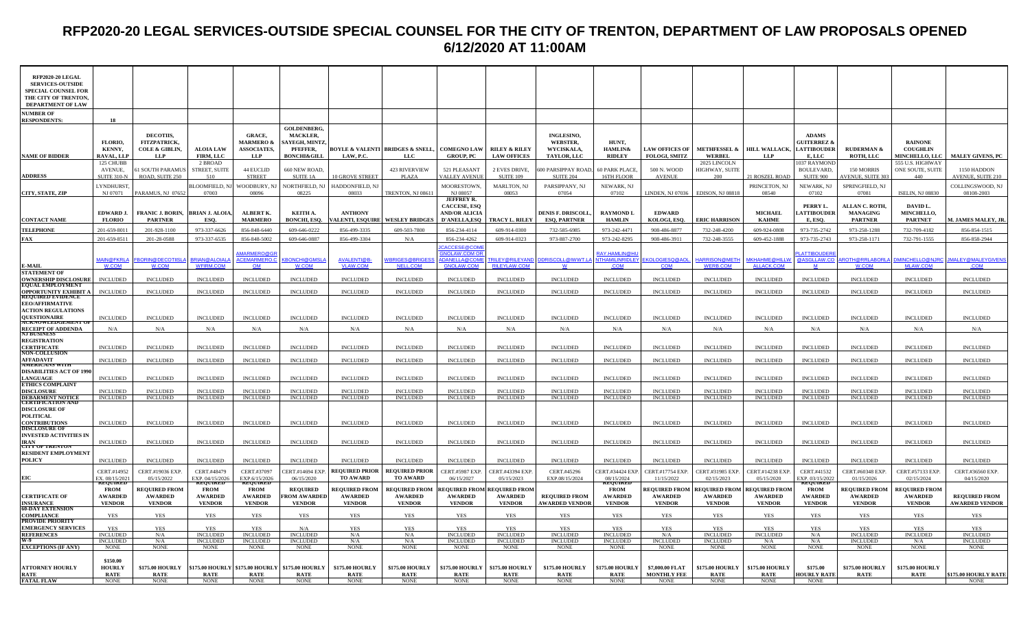# RFP2020-20 LEGAL SERVICES-OUTSIDE SPECIAL COUNSEL FOR THE CITY OF TRENTON, DEPARTMENT OF LAW PROPOSALS OPENED 6/12/2020 AT 11:00AM

| RFP2020-20 LEGAL SERVICES-OUTSIDE SPECIAL COUNSEL FOR THE CITY OF TRENTON, DEPARTMENT OF LAW | | | | | | | | | | | | | | | | | | |
|---|---|---|---|---|---|---|---|---|---|---|---|---|---|---|---|---|---|---|
| NUMBER OF RESPONDENTS: | 18 | | | | | | | | | | | | | | | | | |
| NAME OF BIDDER | FLORIO, KENNY, RAVAL, LLP | DECOTIIS, FITZPATRICK, COLE & GIBLIN, LLP | ALOIA LAW FIRM, LLC | GRACE, MARMERO & ASSOCIATES, LLP | GOLDENBERG, MACKLER, SAYEGH, MINTZ, PFEFFER, BONCHI&GILL | BOYLE & VALENTI LAW, P.C. | BRIDGES & SNELL, LLC | COMEGNO LAW GROUP, PC | RILEY & RILEY LAW OFFICES | INGLESINO, WEBSTER, WYCISKALA, TAYLOR, LLC | HUNT, HAMLIN& RIDLEY | LAW OFFICES OF FOLOGI, SMITZ | METHFESSEL & WERBEL | HILL WALLACK, LLP | ADAMS GUITERREZ & LATTIBOUDER E, LLC | RUDERMAN & ROTH, LLC | RAINONE COUGHLIN MINCHELLO, LLC | MALEY GIVENS, PC |
| ADDRESS | 125 CHUBB AVENUE, SUITE 310-N | 61 SOUTH PARAMUS ROAD, SUITE 250 | 2 BROAD STREET, SUITE 510 | 44 EUCLID STREET | 660 NEW ROAD, SUITE 1A | 10 GROVE STREET | 423 RIVERVIEW PLAZA | 521 PLEASANT VALLEY AVENUE | 2 EVES DRIVE, SUITE 109 | 600 PARSIPPAY ROAD, SUITE 204 | 60 PARK PLACE, 16TH FLOOR | 500 N. WOOD AVENUE | 2025 LINCOLN HIGHWAY, SUITE 200 | 21 ROSZEL ROAD | 1037 RAYMOND BOULEVARD, SUITE 900 | 150 MORRIS AVENUE, SUITE 303 | 555 U.S. HIGHWAY ONE SOUTE, SUITE 440 | 1150 HADDON AVENUE, SUITE 210 |
| CITY, STATE, ZIP | LYNDHURST, NJ 07071 | PARAMUS, NJ 07652 | BLOOMFIELD, NJ 07003 | WOODBURY, NJ 08096 | NORTHFIELD, NJ 08225 | HADDONFIELD, NJ 08033 | TRENTON, NJ 08611 | MOORESTOWN, NJ 08057 | MARLTON, NJ 08053 | PARSIPPANY, NJ 07054 | NEWARK, NJ 07102 | LINDEN, NJ 07036 | EDISON, NJ 08818 | PRINCETON, NJ 08540 | NEWARK, NJ 07102 | SPRINGFIELD, NJ 07081 | ISELIN, NJ 08830 | COLLINGSWOOD, NJ 08108-2003 |
| CONTACT NAME | EDWARD J. FLORIO | FRANIC J. BORIN, PARTNER | BRIAN J. ALOIA, ESQ. | ALBERT K. MARMERO | KEITH A. BONCHI, ESQ. | ANTHONY VALENTI, ESQUIRE | WESLEY BRIDGES | JEFFREY R. CACCESE, ESQ AND/OR ALICIA D'ANELLA,ESQ | TRACY L. RILEY | DENIS F. DRISCOLL, ESQ, PARTNER | RAYMOND L HAMLIN | EDWARD KOLOGI, ESQ. | ERIC HARRISON | MICHAEL KAHME | PERRY L. LATTIBOUDER E, ESQ. | ALLAN C. ROTH, MANAGING PARTNER | DAVID L. MINCHELLO, PARTNET | M. JAMES MALEY, JR. |
| TELEPHONE | 201-659-8011 | 201-928-1100 | 973-337-6626 | 856-848-6440 | 609-646-0222 | 856-499-3335 | 609-503-7800 | 856-234-4114 | 609-914-0300 | 732-585-6985 | 973-242-4471 | 908-486-8877 | 732-248-4200 | 609-924-0808 | 973-735-2742 | 973-258-1288 | 732-709-4182 | 856-854-1515 |
| FAX | 201-659-8511 | 201-28-0588 | 973-337-6535 | 856-848-5002 | 609-646-0887 | 856-499-3304 | N/A | 856-234-4262 | 609-914-0323 | 973-887-2700 | 973-242-8295 | 908-486-3911 | 732-248-3555 | 609-452-1888 | 973-735-2743 | 973-258-1171 | 732-791-1555 | 856-858-2944 |
| E-MAIL | MAIN@FKRLAW.COM | FBORIN@DECOTIISLAW.COM | BRIAN@ALOIALAWFIRM.COM | AMARMERO@GRACEMARMERO.COM | KBONCHI@GMSLAW.COM | AVALENTI@B-VLAW.COM | WBRIGES@BRIGESSNELL.COM | JCACCESE@COMEGNOLAW.COM OR ADANELLA@COMEGNOLAW.COM | TRILEY@RILEYANDRILEYLAW.COM | DDRISCOLL@IWWT.LAW | RAY.HAMLIN@HUNTHAMLINRIDLEY.COM | EKOLOGIESQ@AOL.COM | HARRISON@METHWERB.COM | MKHAHME@HILLWALLACK.COM | PLATTIBOUDERE@AGLLAW.COM | AROTH@RRLABORLAW.COM | DMINCHELLO@NJRCMLAW.COM | JMALEY@MALEYGIVENS.COM |
| STATEMENT OF OWNERSHIP DISCLOSURE | INCLUDED | INCLUDED | INCLUDED | INCLUDED | INCLUDED | INCLUDED | INCLUDED | INCLUDED | INCLUDED | INCLUDED | INCLUDED | INCLUDED | INCLUDED | INCLUDED | INCLUDED | INCLUDED | INCLUDED | INCLUDED |
| EQUAL EMPLOYMENT OPPORTUNITY EXHIBIT A | INCLUDED | INCLUDED | INCLUDED | INCLUDED | INCLUDED | INCLUDED | INCLUDED | INCLUDED | INCLUDED | INCLUDED | INCLUDED | INCLUDED | INCLUDED | INCLUDED | INCLUDED | INCLUDED | INCLUDED | INCLUDED |
| REQUIRED EVIDENCE EEO/AFFIRMATIVE ACTION REGULATIONS QUESTIONAIRE | INCLUDED | INCLUDED | INCLUDED | INCLUDED | INCLUDED | INCLUDED | INCLUDED | INCLUDED | INCLUDED | INCLUDED | INCLUDED | INCLUDED | INCLUDED | INCLUDED | INCLUDED | INCLUDED | INCLUDED | INCLUDED |
| ACKNOWLEDGEMENT OF RECEIPT OF ADDENDA | N/A | N/A | N/A | N/A | N/A | N/A | N/A | N/A | N/A | N/A | N/A | N/A | N/A | N/A | N/A | N/A | N/A | N/A |
| NJ BUSINESS REGISTRATION CERTIFICATE | INCLUDED | INCLUDED | INCLUDED | INCLUDED | INCLUDED | INCLUDED | INCLUDED | INCLUDED | INCLUDED | INCLUDED | INCLUDED | INCLUDED | INCLUDED | INCLUDED | INCLUDED | INCLUDED | INCLUDED | INCLUDED |
| NON-COLLUSION AFFADAVIT | INCLUDED | INCLUDED | INCLUDED | INCLUDED | INCLUDED | INCLUDED | INCLUDED | INCLUDED | INCLUDED | INCLUDED | INCLUDED | INCLUDED | INCLUDED | INCLUDED | INCLUDED | INCLUDED | INCLUDED | INCLUDED |
| AMERICANS WITH DISABILITIES ACT OF 1990 LANGUAGE | INCLUDED | INCLUDED | INCLUDED | INCLUDED | INCLUDED | INCLUDED | INCLUDED | INCLUDED | INCLUDED | INCLUDED | INCLUDED | INCLUDED | INCLUDED | INCLUDED | INCLUDED | INCLUDED | INCLUDED | INCLUDED |
| ETHICS COMPLAINT DISCLOSURE | INCLUDED | INCLUDED | INCLUDED | INCLUDED | INCLUDED | INCLUDED | INCLUDED | INCLUDED | INCLUDED | INCLUDED | INCLUDED | INCLUDED | INCLUDED | INCLUDED | INCLUDED | INCLUDED | INCLUDED | INCLUDED |
| DEBARMENT NOTICE | INCLUDED | INCLUDED | INCLUDED | INCLUDED | INCLUDED | INCLUDED | INCLUDED | INCLUDED | INCLUDED | INCLUDED | INCLUDED | INCLUDED | INCLUDED | INCLUDED | INCLUDED | INCLUDED | INCLUDED | INCLUDED |
| CERTIFICATION AND DISCLOSURE OF POLITICAL CONTRIBUTIONS | INCLUDED | INCLUDED | INCLUDED | INCLUDED | INCLUDED | INCLUDED | INCLUDED | INCLUDED | INCLUDED | INCLUDED | INCLUDED | INCLUDED | INCLUDED | INCLUDED | INCLUDED | INCLUDED | INCLUDED | INCLUDED |
| DISCLOSURE OF INVESTED ACTIVITIES IN IRAN | INCLUDED | INCLUDED | INCLUDED | INCLUDED | INCLUDED | INCLUDED | INCLUDED | INCLUDED | INCLUDED | INCLUDED | INCLUDED | INCLUDED | INCLUDED | INCLUDED | INCLUDED | INCLUDED | INCLUDED | INCLUDED |
| CITY OF TRENTON RESIDENT EMPLOYMENT POLICY | INCLUDED | INCLUDED | INCLUDED | INCLUDED | INCLUDED | INCLUDED | INCLUDED | INCLUDED | INCLUDED | INCLUDED | INCLUDED | INCLUDED | INCLUDED | INCLUDED | INCLUDED | INCLUDED | INCLUDED | INCLUDED |
| EIC | CERT.#14952 EX. 08/15/2021 | CERT.#19036 EXP. 05/15/2022 | CERT.#48479 EXP. 04/15/2026 | CERT.#37097 EXP.6/15/2026 | CERT.#14694 EXP. 06/15/2020 | REQUIRED PRIOR TO AWARD | REQUIRED PRIOR TO AWARD | CERT.#5987 EXP. 06/15/2027 | CERT.#43394 EXP. 05/15/2023 | CERT.#45296 EXP.08/15/2024 | CERT.#34424 EXP. 08/15/2024 | CERT.#17754 EXP. 11/15/2022 | CERT.#31985 EXP. 02/15/2023 | CERT.#14238 EXP. 05/15/2020 | CERT.#41532 EXP. 03/15/2022 | CERT.#60348 EXP. 01/15/2026 | CERT.#57133 EXP. 02/15/2024 | CERT.#36560 EXP. 04/15/2020 |
| CERTIFICATE OF INSURANCE | REQUIRED FROM AWARDED VENDOR | REQUIRED FROM AWARDED VENDOR | REQUIRED FROM AWARDED VENDOR | REQUIRED FROM AWARDED VENDOR | REQUIRED FROM AWARDED VENDOR | REQUIRED FROM AWARDED VENDOR | REQUIRED FROM AWARDED VENDOR | REQUIRED FROM AWARDED VENDOR | REQUIRED FROM AWARDED VENDOR | REQUIRED FROM AWARDED VENDOR | REQUIRED FROM AWARDED VENDOR | REQUIRED FROM AWARDED VENDOR | REQUIRED FROM AWARDED VENDOR | REQUIRED FROM AWARDED VENDOR | REQUIRED FROM AWARDED VENDOR | REQUIRED FROM AWARDED VENDOR | REQUIRED FROM AWARDED VENDOR | REQUIRED FROM AWARDED VENDOR |
| 60-DAY EXTENSION COMPLIANCE | YES | YES | YES | YES | YES | YES | YES | YES | YES | YES | YES | YES | YES | YES | YES | YES | YES | YES |
| PROVIDE PRIORITY EMERGENCY SERVICES | YES | YES | YES | YES | N/A | YES | YES | YES | YES | YES | YES | YES | YES | YES | YES | YES | YES | YES |
| REFERENCES | INCLUDED | N/A | INCLUDED | INCLUDED | INCLUDED | N/A | N/A | INCLUDED | INCLUDED | INCLUDED | INCLUDED | N/A | INCLUDED | INCLUDED | N/A | INCLUDED | INCLUDED | INCLUDED |
| W-9 | INCLUDED | N/A | INCLUDED | INCLUDED | INCLUDED | N/A | N/A | INCLUDED | INCLUDED | INCLUDED | INCLUDED | INCLUDED | INCLUDED | N/A | N/A | INCLUDED | N/A | INCLUDED |
| EXCEPTIONS (IF ANY) | NONE | NONE | NONE | NONE | NONE | NONE | NONE | NONE | NONE | NONE | NONE | NONE | NONE | NONE | NONE | NONE | NONE | NONE |
| ATTORNEY HOURLY RATE | $150.00 HOURLY RATE | $175.00 HOURLY RATE | $175.00 HOURLY RATE | $175.00 HOURLY RATE | $175.00 HOURLY RATE | $175.00 HOURLY RATE | $175.00 HOURLY RATE | $175.00 HOURLY RATE | $175.00 HOURLY RATE | $175.00 HOURLY RATE | $175.00 HOURLY RATE | $7,000.00 FLAT MONTHLY FEE | $175.00 HOURLY RATE | $175.00 HOURLY RATE | $175.00 HOURLY RATE | $175.00 HOURLY RATE | $175.00 HOURLY RATE | $175.00 HOURLY RATE |
| FATAL FLAW | NONE | NONE | NONE | NONE | NONE | NONE | NONE | NONE | NONE | NONE | NONE | NONE | NONE | NONE | NONE | NONE | NONE | NONE |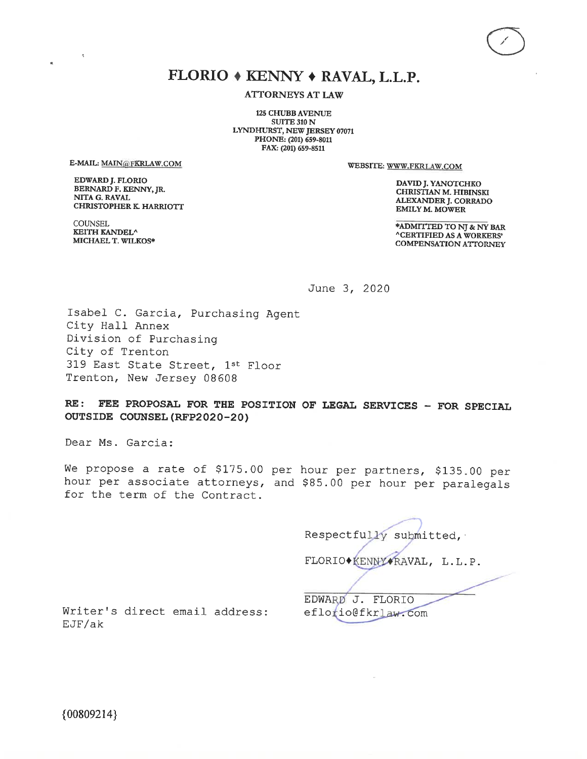# FLORIO ♦ KENNY ♦ RAVAL, L.L.P.

**ATTORNEYS AT LAW**

125 CHUBB AVENUE
SUITE 310 N
LYNDHURST, NEW JERSEY 07071
PHONE: (201) 659-8011
FAX: (201) 659-8511

E-MAIL: MAIN@FKRLAW.COM

WEBSITE: WWW.FKRLAW.COM

EDWARD J. FLORIO
BERNARD F. KENNY, JR.
NITA G. RAVAL
CHRISTOPHER K. HARRIOTT

COUNSEL
KEITH KANDEL^
MICHAEL T. WILKOS*

DAVID J. YANOTCHKO
CHRISTIAN M. HIBINSKI
ALEXANDER J. CORRADO
EMILY M. MOWER

*ADMITTED TO NJ & NY BAR
^CERTIFIED AS A WORKERS' COMPENSATION ATTORNEY

June 3, 2020

Isabel C. Garcia, Purchasing Agent
City Hall Annex
Division of Purchasing
City of Trenton
319 East State Street, 1st Floor
Trenton, New Jersey 08608

**RE: FEE PROPOSAL FOR THE POSITION OF LEGAL SERVICES - FOR SPECIAL OUTSIDE COUNSEL (RFP2020-20)**

Dear Ms. Garcia:

We propose a rate of $175.00 per hour per partners, $135.00 per hour per associate attorneys, and $85.00 per hour per paralegals for the term of the Contract.

Respectfully submitted,

FLORIO♦KENNY♦RAVAL, L.L.P.

EDWARD J. FLORIO

Writer's direct email address: eflorio@fkrlaw.com

EJF/ak

{00809214}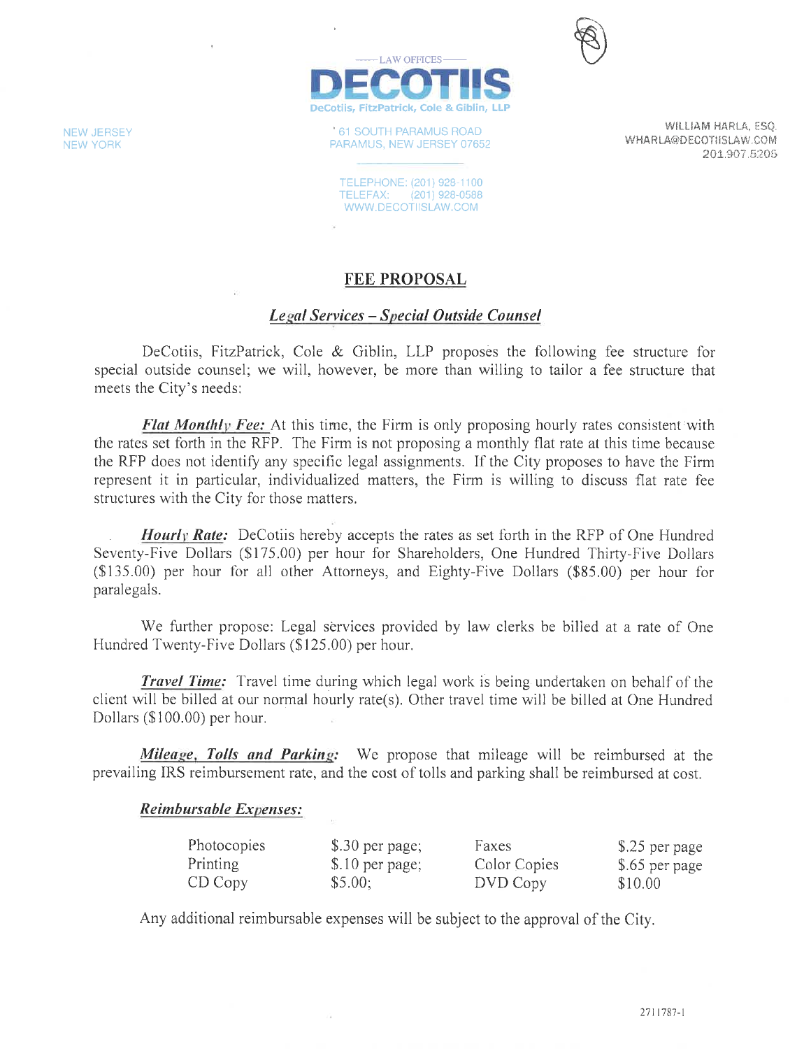LAW OFFICES

**DECOTIIS**

DeCotiis, FitzPatrick, Cole & Giblin, LLP

NEW JERSEY
NEW YORK

61 SOUTH PARAMUS ROAD
PARAMUS, NEW JERSEY 07652

TELEPHONE: (201) 928-1100
TELEFAX: (201) 928-0588
WWW.DECOTIISLAW.COM

WILLIAM HARLA, ESQ.
WHARLA@DECOTIISLAW.COM
201.907.5205

## FEE PROPOSAL

### *Legal Services – Special Outside Counsel*

DeCotiis, FitzPatrick, Cole & Giblin, LLP proposes the following fee structure for special outside counsel; we will, however, be more than willing to tailor a fee structure that meets the City's needs:

***Flat Monthly Fee:*** At this time, the Firm is only proposing hourly rates consistent with the rates set forth in the RFP. The Firm is not proposing a monthly flat rate at this time because the RFP does not identify any specific legal assignments. If the City proposes to have the Firm represent it in particular, individualized matters, the Firm is willing to discuss flat rate fee structures with the City for those matters.

***Hourly Rate:*** DeCotiis hereby accepts the rates as set forth in the RFP of One Hundred Seventy-Five Dollars ($175.00) per hour for Shareholders, One Hundred Thirty-Five Dollars ($135.00) per hour for all other Attorneys, and Eighty-Five Dollars ($85.00) per hour for paralegals.

We further propose: Legal services provided by law clerks be billed at a rate of One Hundred Twenty-Five Dollars ($125.00) per hour.

***Travel Time:*** Travel time during which legal work is being undertaken on behalf of the client will be billed at our normal hourly rate(s). Other travel time will be billed at One Hundred Dollars ($100.00) per hour.

***Mileage, Tolls and Parking:*** We propose that mileage will be reimbursed at the prevailing IRS reimbursement rate, and the cost of tolls and parking shall be reimbursed at cost.

***Reimbursable Expenses:***

| | | | |
|---|---|---|---|
| Photocopies | $.30 per page; | Faxes | $.25 per page |
| Printing | $.10 per page; | Color Copies | $.65 per page |
| CD Copy | $5.00; | DVD Copy | $10.00 |

Any additional reimbursable expenses will be subject to the approval of the City.

2711787-1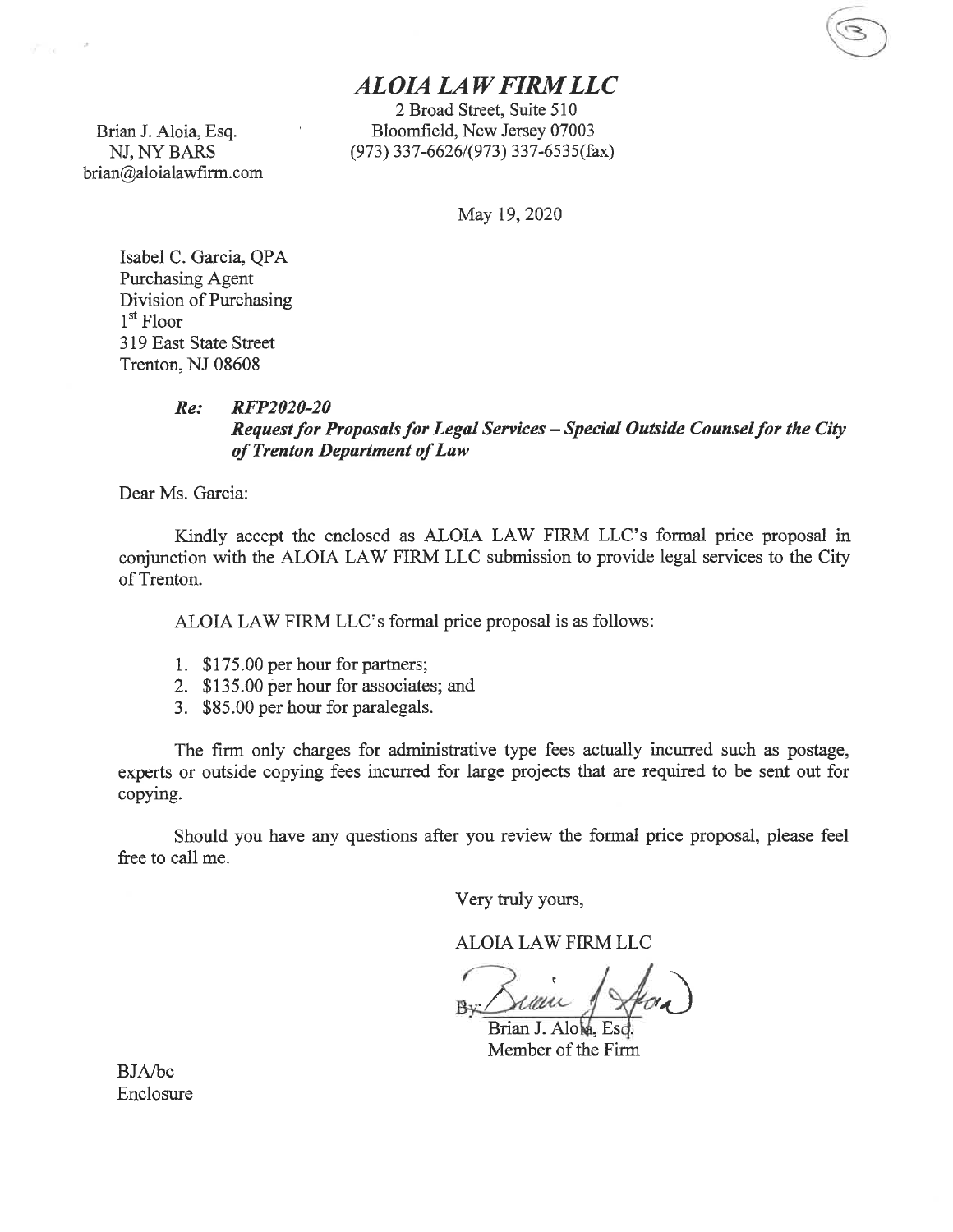# *ALOIA LAW FIRM LLC*

Brian J. Aloia, Esq.
NJ, NY BARS
brian@aloialawfirm.com

2 Broad Street, Suite 510
Bloomfield, New Jersey 07003
(973) 337-6626/(973) 337-6535(fax)

May 19, 2020

Isabel C. Garcia, QPA
Purchasing Agent
Division of Purchasing
1st Floor
319 East State Street
Trenton, NJ 08608

***Re: RFP2020-20***
***Request for Proposals for Legal Services – Special Outside Counsel for the City of Trenton Department of Law***

Dear Ms. Garcia:

Kindly accept the enclosed as ALOIA LAW FIRM LLC's formal price proposal in conjunction with the ALOIA LAW FIRM LLC submission to provide legal services to the City of Trenton.

ALOIA LAW FIRM LLC's formal price proposal is as follows:

1. $175.00 per hour for partners;
2. $135.00 per hour for associates; and
3. $85.00 per hour for paralegals.

The firm only charges for administrative type fees actually incurred such as postage, experts or outside copying fees incurred for large projects that are required to be sent out for copying.

Should you have any questions after you review the formal price proposal, please feel free to call me.

Very truly yours,

ALOIA LAW FIRM LLC

By: ______________________
Brian J. Aloia, Esq.
Member of the Firm

BJA/bc
Enclosure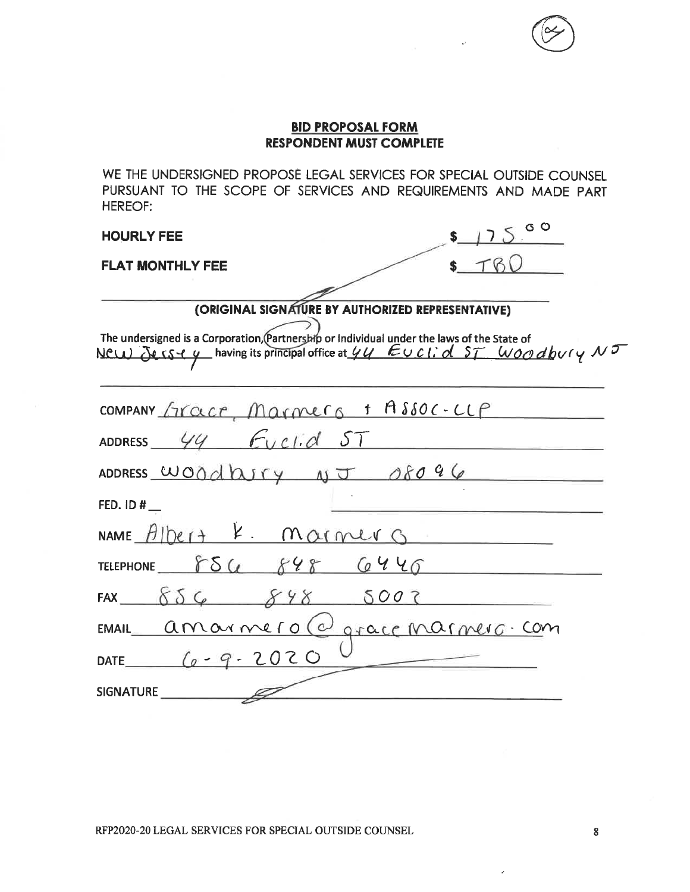**BID PROPOSAL FORM**
**RESPONDENT MUST COMPLETE**

WE THE UNDERSIGNED PROPOSE LEGAL SERVICES FOR SPECIAL OUTSIDE COUNSEL PURSUANT TO THE SCOPE OF SERVICES AND REQUIREMENTS AND MADE PART HEREOF:

**HOURLY FEE** $ 175.00

**FLAT MONTHLY FEE** $ TBD

**(ORIGINAL SIGNATURE BY AUTHORIZED REPRESENTATIVE)**

The undersigned is a Corporation, Partnership or Individual under the laws of the State of New Jersey having its principal office at 44 Euclid ST Woodbury NJ

COMPANY Grace, Marmero + Assoc-LLP

ADDRESS 44 Euclid ST

ADDRESS Woodbury NJ 08096

FED. ID #

NAME Albert K. Marmero

TELEPHONE 856 848 6440

FAX 856 848 5002

EMAIL amarmero@gracemarmero.com

DATE 6-9-2020

SIGNATURE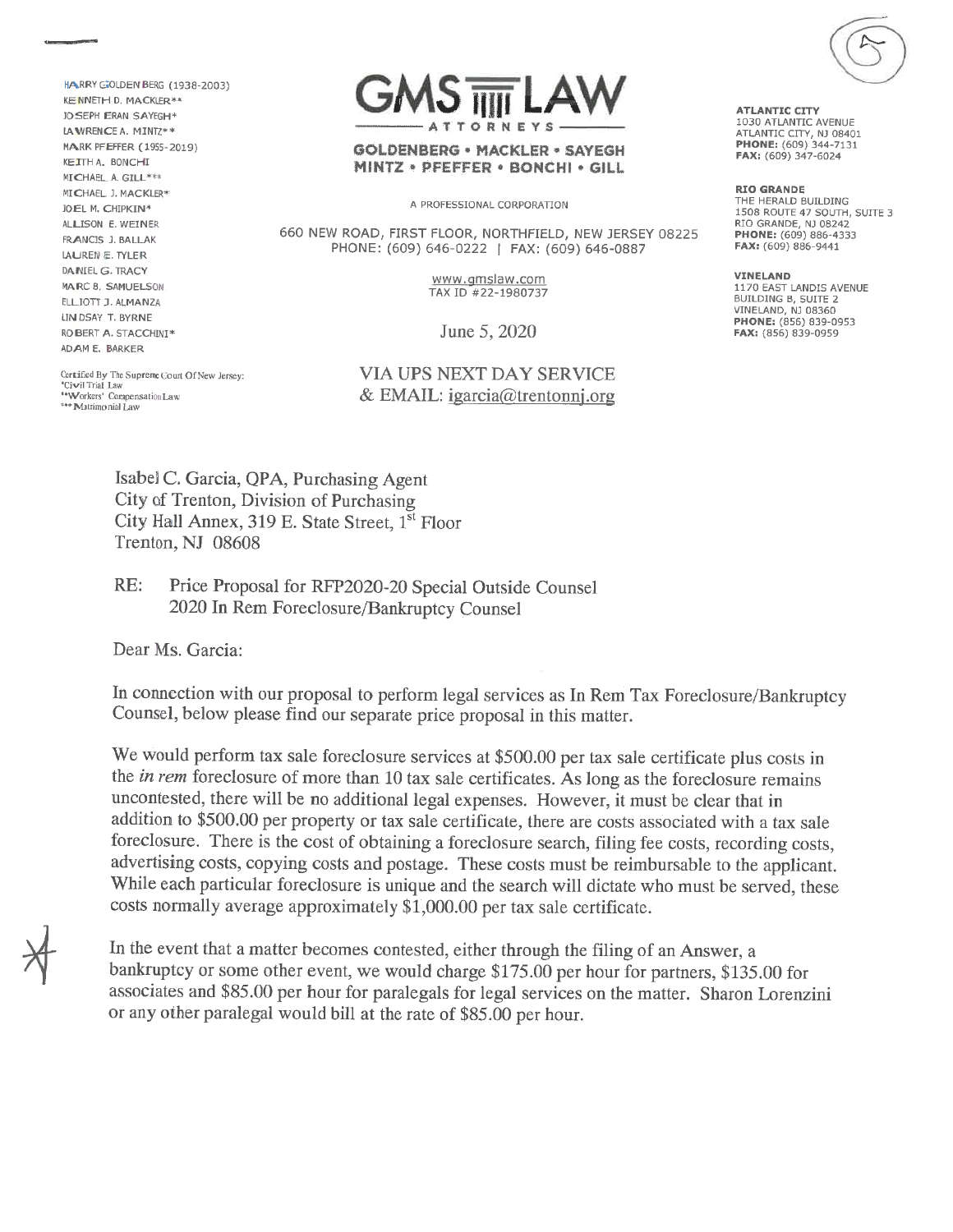HARRY GOLDENBERG (1938-2003)
KENNETH D. MACKLER**
JOSEPH ERAN SAYEGH*
LAWRENCE A. MINTZ**
MARK PFEFFER (1955-2019)
KEITH A. BONCHI
MICHAEL A. GILL***
MICHAEL J. MACKLER*
JOEL M. CHIPKIN*
ALLISON E. WEINER
FRANCIS J. BALLAK
LAUREN E. TYLER
DANIEL G. TRACY
MARC B. SAMUELSON
ELLIOTT J. ALMANZA
LINDSAY T. BYRNE
ROBERT A. STACCHINI*
ADAM E. BARKER

Certified By The Supreme Court Of New Jersey:
*Civil Trial Law
**Workers' Compensation Law
***Matrimonial Law

# GMS LAW

ATTORNEYS

**GOLDENBERG • MACKLER • SAYEGH**
**MINTZ • PFEFFER • BONCHI • GILL**

A PROFESSIONAL CORPORATION

660 NEW ROAD, FIRST FLOOR, NORTHFIELD, NEW JERSEY 08225
PHONE: (609) 646-0222 | FAX: (609) 646-0887

www.gmslaw.com
TAX ID #22-1980737

**ATLANTIC CITY**
1030 ATLANTIC AVENUE
ATLANTIC CITY, NJ 08401
**PHONE:** (609) 344-7131
**FAX:** (609) 347-6024

**RIO GRANDE**
THE HERALD BUILDING
1508 ROUTE 47 SOUTH, SUITE 3
RIO GRANDE, NJ 08242
**PHONE:** (609) 886-4333
**FAX:** (609) 886-9441

**VINELAND**
1170 EAST LANDIS AVENUE
BUILDING B, SUITE 2
VINELAND, NJ 08360
**PHONE:** (856) 839-0953
**FAX:** (856) 839-0959

June 5, 2020

VIA UPS NEXT DAY SERVICE
& EMAIL: igarcia@trentonnj.org

Isabel C. Garcia, QPA, Purchasing Agent
City of Trenton, Division of Purchasing
City Hall Annex, 319 E. State Street, 1st Floor
Trenton, NJ 08608

RE: Price Proposal for RFP2020-20 Special Outside Counsel
2020 In Rem Foreclosure/Bankruptcy Counsel

Dear Ms. Garcia:

In connection with our proposal to perform legal services as In Rem Tax Foreclosure/Bankruptcy Counsel, below please find our separate price proposal in this matter.

We would perform tax sale foreclosure services at $500.00 per tax sale certificate plus costs in the *in rem* foreclosure of more than 10 tax sale certificates. As long as the foreclosure remains uncontested, there will be no additional legal expenses. However, it must be clear that in addition to $500.00 per property or tax sale certificate, there are costs associated with a tax sale foreclosure. There is the cost of obtaining a foreclosure search, filing fee costs, recording costs, advertising costs, copying costs and postage. These costs must be reimbursable to the applicant. While each particular foreclosure is unique and the search will dictate who must be served, these costs normally average approximately $1,000.00 per tax sale certificate.

In the event that a matter becomes contested, either through the filing of an Answer, a bankruptcy or some other event, we would charge $175.00 per hour for partners, $135.00 for associates and $85.00 per hour for paralegals for legal services on the matter. Sharon Lorenzini or any other paralegal would bill at the rate of $85.00 per hour.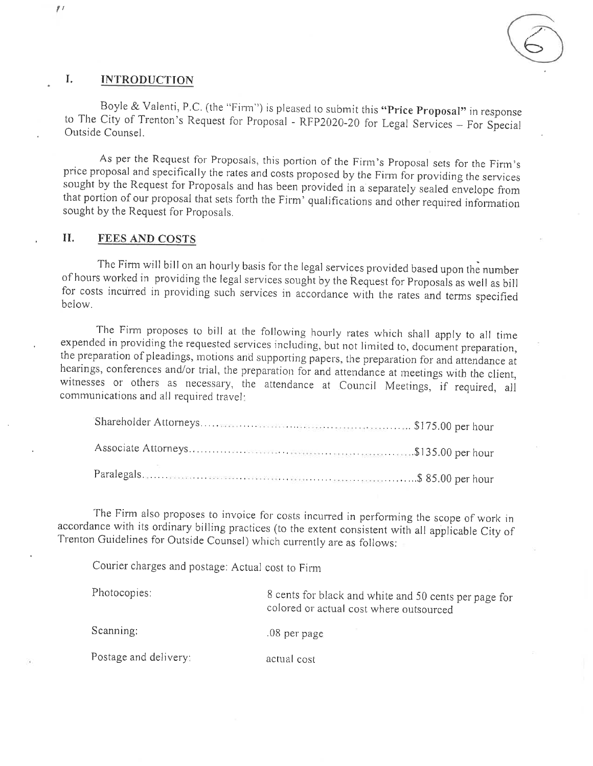## I. INTRODUCTION

Boyle & Valenti, P.C. (the "Firm") is pleased to submit this **"Price Proposal"** in response to The City of Trenton's Request for Proposal - RFP2020-20 for Legal Services – For Special Outside Counsel.

As per the Request for Proposals, this portion of the Firm's Proposal sets for the Firm's price proposal and specifically the rates and costs proposed by the Firm for providing the services sought by the Request for Proposals and has been provided in a separately sealed envelope from that portion of our proposal that sets forth the Firm' qualifications and other required information sought by the Request for Proposals.

## II. FEES AND COSTS

The Firm will bill on an hourly basis for the legal services provided based upon the number of hours worked in providing the legal services sought by the Request for Proposals as well as bill for costs incurred in providing such services in accordance with the rates and terms specified below.

The Firm proposes to bill at the following hourly rates which shall apply to all time expended in providing the requested services including, but not limited to, document preparation, the preparation of pleadings, motions and supporting papers, the preparation for and attendance at hearings, conferences and/or trial, the preparation for and attendance at meetings with the client, witnesses or others as necessary, the attendance at Council Meetings, if required, all communications and all required travel:

Shareholder Attorneys.................................................. $175.00 per hour

Associate Attorneys.................................................... $135.00 per hour

Paralegals..................................................................... $ 85.00 per hour

The Firm also proposes to invoice for costs incurred in performing the scope of work in accordance with its ordinary billing practices (to the extent consistent with all applicable City of Trenton Guidelines for Outside Counsel) which currently are as follows:

Courier charges and postage: Actual cost to Firm

| | |
|---|---|
| Photocopies: | 8 cents for black and white and 50 cents per page for colored or actual cost where outsourced |
| Scanning: | .08 per page |
| Postage and delivery: | actual cost |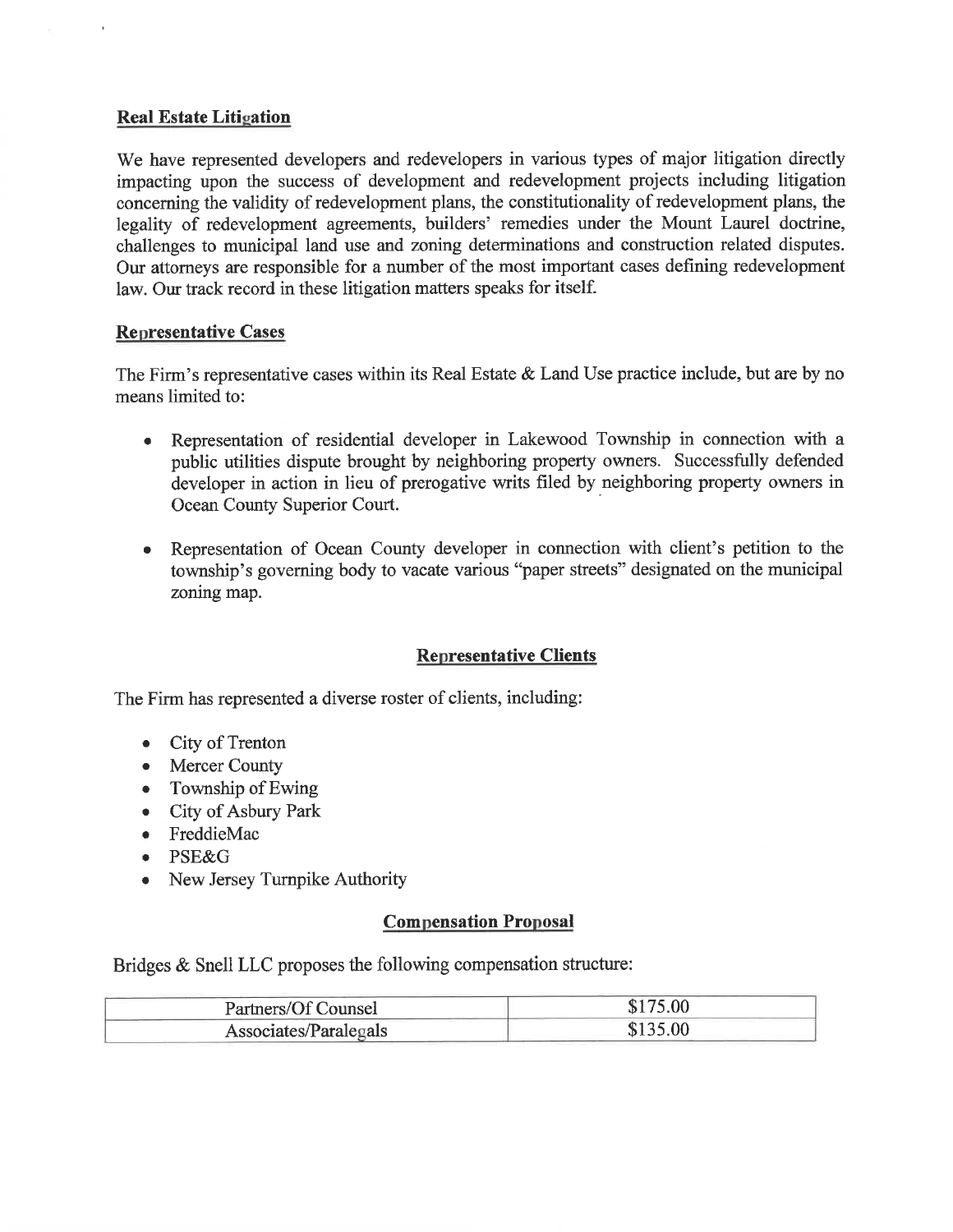## Real Estate Litigation

We have represented developers and redevelopers in various types of major litigation directly impacting upon the success of development and redevelopment projects including litigation concerning the validity of redevelopment plans, the constitutionality of redevelopment plans, the legality of redevelopment agreements, builders' remedies under the Mount Laurel doctrine, challenges to municipal land use and zoning determinations and construction related disputes. Our attorneys are responsible for a number of the most important cases defining redevelopment law. Our track record in these litigation matters speaks for itself.

## Representative Cases

The Firm's representative cases within its Real Estate & Land Use practice include, but are by no means limited to:

- Representation of residential developer in Lakewood Township in connection with a public utilities dispute brought by neighboring property owners. Successfully defended developer in action in lieu of prerogative writs filed by neighboring property owners in Ocean County Superior Court.
- Representation of Ocean County developer in connection with client's petition to the township's governing body to vacate various "paper streets" designated on the municipal zoning map.

## Representative Clients

The Firm has represented a diverse roster of clients, including:

- City of Trenton
- Mercer County
- Township of Ewing
- City of Asbury Park
- FreddieMac
- PSE&G
- New Jersey Turnpike Authority

## Compensation Proposal

Bridges & Snell LLC proposes the following compensation structure:

| Partners/Of Counsel | $175.00 |
|---|---|
| Associates/Paralegals | $135.00 |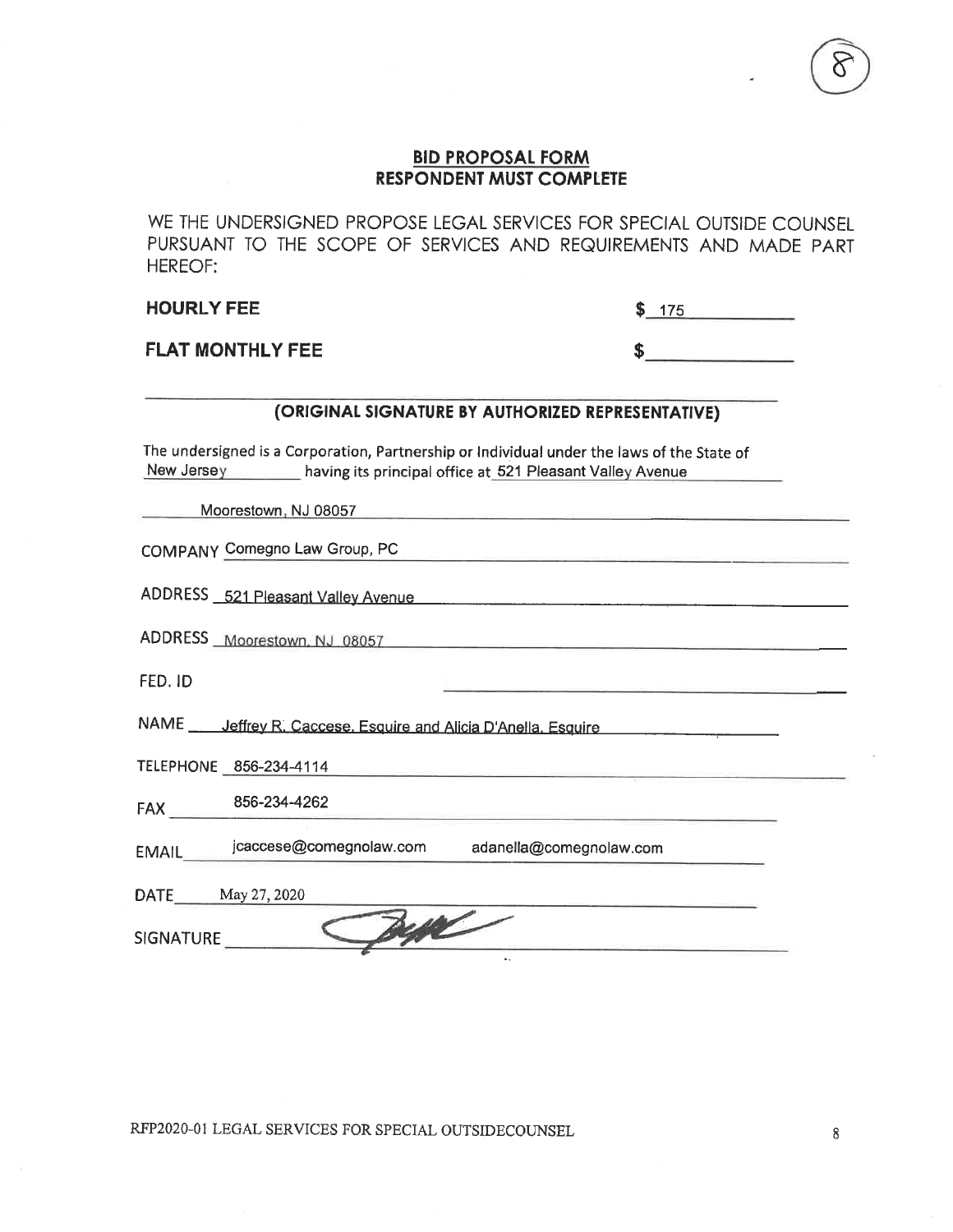## BID PROPOSAL FORM
## RESPONDENT MUST COMPLETE

WE THE UNDERSIGNED PROPOSE LEGAL SERVICES FOR SPECIAL OUTSIDE COUNSEL PURSUANT TO THE SCOPE OF SERVICES AND REQUIREMENTS AND MADE PART HEREOF:

**HOURLY FEE** $ 175

**FLAT MONTHLY FEE** $ ______________

______________________________________________

**(ORIGINAL SIGNATURE BY AUTHORIZED REPRESENTATIVE)**

The undersigned is a Corporation, Partnership or Individual under the laws of the State of New Jersey having its principal office at 521 Pleasant Valley Avenue

Moorestown, NJ 08057

COMPANY Comegno Law Group, PC

ADDRESS 521 Pleasant Valley Avenue

ADDRESS Moorestown, NJ 08057

FED. ID ______________

NAME Jeffrey R. Caccese, Esquire and Alicia D'Anella, Esquire

TELEPHONE 856-234-4114

FAX 856-234-4262

EMAIL jcaccese@comegnolaw.com adanella@comegnolaw.com

DATE May 27, 2020

SIGNATURE [signature]

RFP2020-01 LEGAL SERVICES FOR SPECIAL OUTSIDECOUNSEL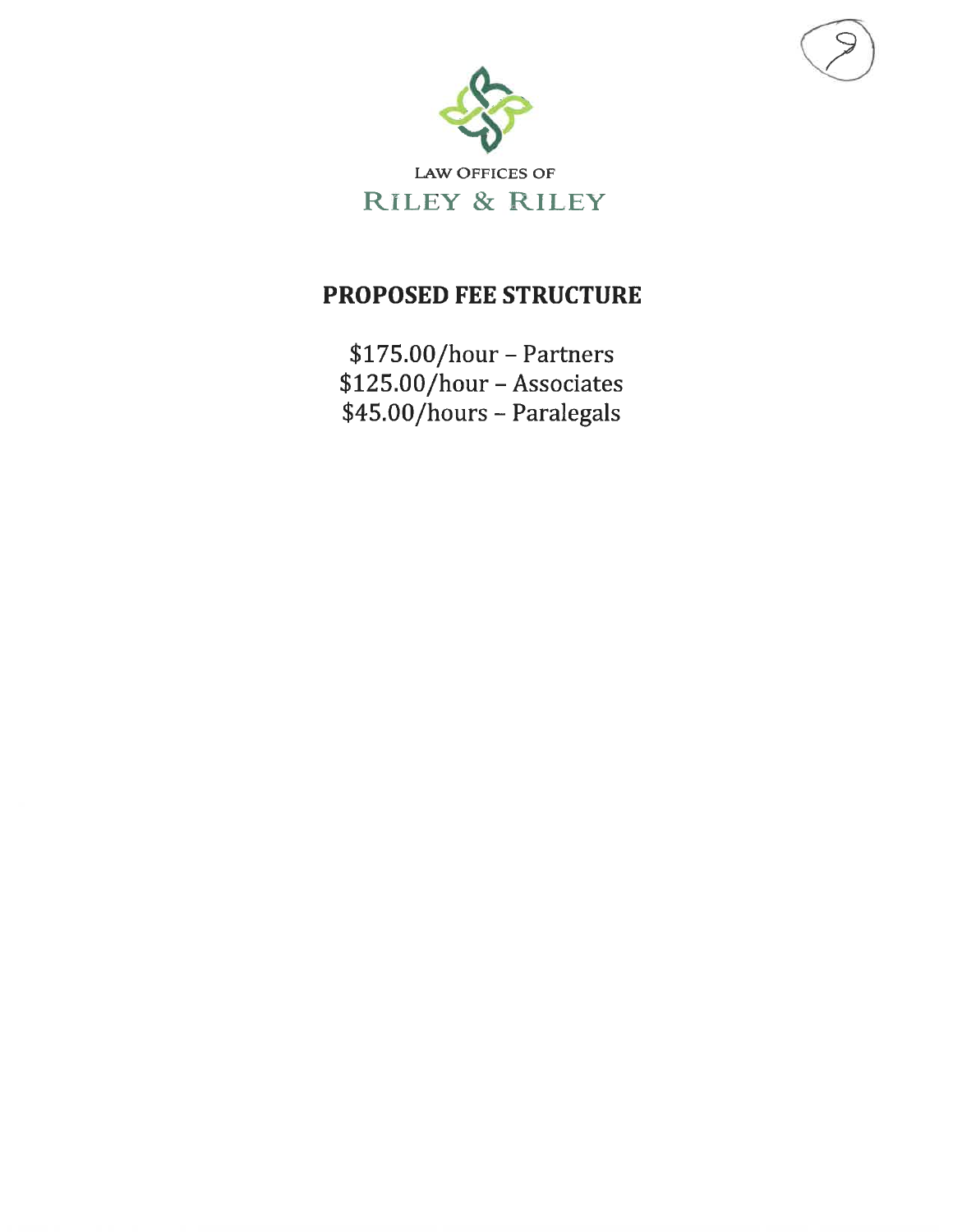LAW OFFICES OF

RILEY & RILEY

## PROPOSED FEE STRUCTURE

$175.00/hour – Partners
$125.00/hour – Associates
$45.00/hours – Paralegals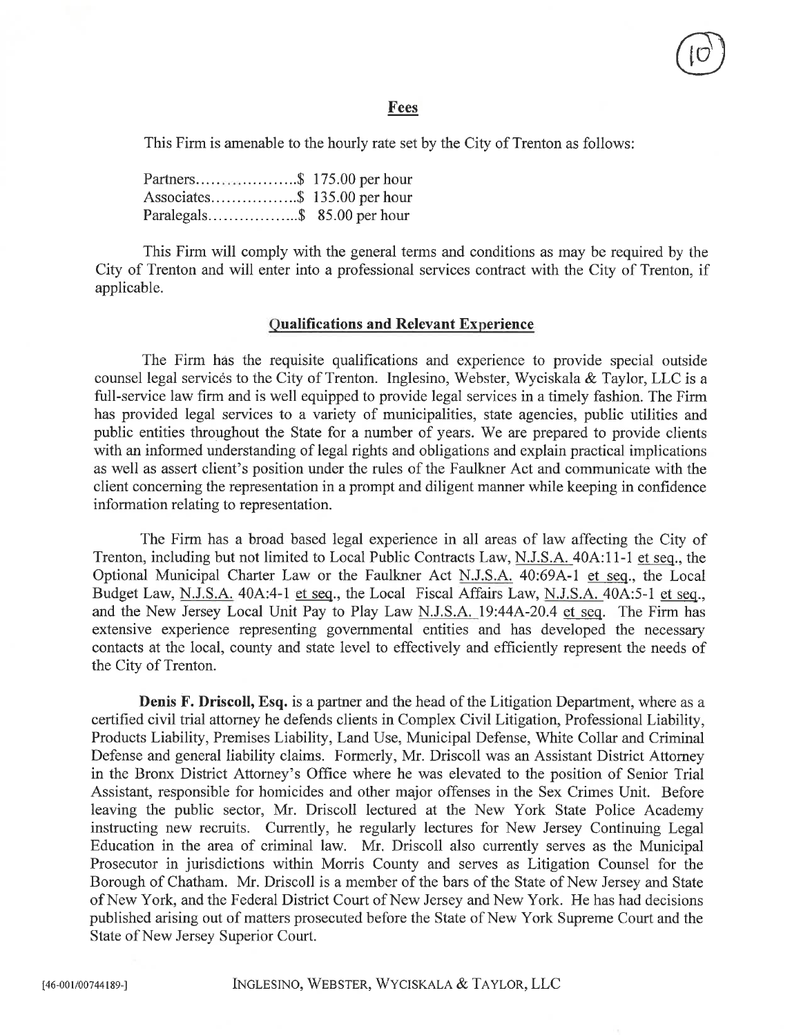## Fees

This Firm is amenable to the hourly rate set by the City of Trenton as follows:

Partners....................$ 175.00 per hour
Associates.................$ 135.00 per hour
Paralegals..................$ 85.00 per hour

This Firm will comply with the general terms and conditions as may be required by the City of Trenton and will enter into a professional services contract with the City of Trenton, if applicable.

## Qualifications and Relevant Experience

The Firm has the requisite qualifications and experience to provide special outside counsel legal services to the City of Trenton. Inglesino, Webster, Wyciskala & Taylor, LLC is a full-service law firm and is well equipped to provide legal services in a timely fashion. The Firm has provided legal services to a variety of municipalities, state agencies, public utilities and public entities throughout the State for a number of years. We are prepared to provide clients with an informed understanding of legal rights and obligations and explain practical implications as well as assert client's position under the rules of the Faulkner Act and communicate with the client concerning the representation in a prompt and diligent manner while keeping in confidence information relating to representation.

The Firm has a broad based legal experience in all areas of law affecting the City of Trenton, including but not limited to Local Public Contracts Law, N.J.S.A. 40A:11-1 et seq., the Optional Municipal Charter Law or the Faulkner Act N.J.S.A. 40:69A-1 et seq., the Local Budget Law, N.J.S.A. 40A:4-1 et seq., the Local Fiscal Affairs Law, N.J.S.A. 40A:5-1 et seq., and the New Jersey Local Unit Pay to Play Law N.J.S.A. 19:44A-20.4 et seq. The Firm has extensive experience representing governmental entities and has developed the necessary contacts at the local, county and state level to effectively and efficiently represent the needs of the City of Trenton.

**Denis F. Driscoll, Esq.** is a partner and the head of the Litigation Department, where as a certified civil trial attorney he defends clients in Complex Civil Litigation, Professional Liability, Products Liability, Premises Liability, Land Use, Municipal Defense, White Collar and Criminal Defense and general liability claims. Formerly, Mr. Driscoll was an Assistant District Attorney in the Bronx District Attorney's Office where he was elevated to the position of Senior Trial Assistant, responsible for homicides and other major offenses in the Sex Crimes Unit. Before leaving the public sector, Mr. Driscoll lectured at the New York State Police Academy instructing new recruits. Currently, he regularly lectures for New Jersey Continuing Legal Education in the area of criminal law. Mr. Driscoll also currently serves as the Municipal Prosecutor in jurisdictions within Morris County and serves as Litigation Counsel for the Borough of Chatham. Mr. Driscoll is a member of the bars of the State of New Jersey and State of New York, and the Federal District Court of New Jersey and New York. He has had decisions published arising out of matters prosecuted before the State of New York Supreme Court and the State of New Jersey Superior Court.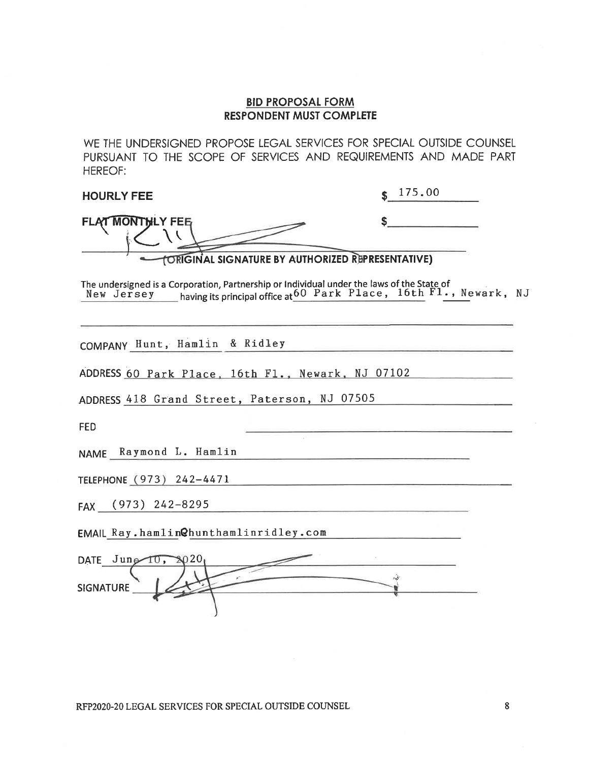## BID PROPOSAL FORM
## RESPONDENT MUST COMPLETE

WE THE UNDERSIGNED PROPOSE LEGAL SERVICES FOR SPECIAL OUTSIDE COUNSEL PURSUANT TO THE SCOPE OF SERVICES AND REQUIREMENTS AND MADE PART HEREOF:

**HOURLY FEE** $ 175.00

**FLAT MONTHLY FEE** $ ____________

______________________________________
(ORIGINAL SIGNATURE BY AUTHORIZED REPRESENTATIVE)

The undersigned is a Corporation, Partnership or Individual under the laws of the State of New Jersey having its principal office at 60 Park Place, 16th Fl., Newark, NJ

COMPANY Hunt, Hamlin & Ridley

ADDRESS 60 Park Place, 16th Fl., Newark, NJ 07102

ADDRESS 418 Grand Street, Paterson, NJ 07505

FED ____________

NAME Raymond L. Hamlin

TELEPHONE (973) 242-4471

FAX (973) 242-8295

EMAIL Ray.hamlin@hunthamlinridley.com

DATE June 10, 2020

SIGNATURE ____________

RFP2020-20 LEGAL SERVICES FOR SPECIAL OUTSIDE COUNSEL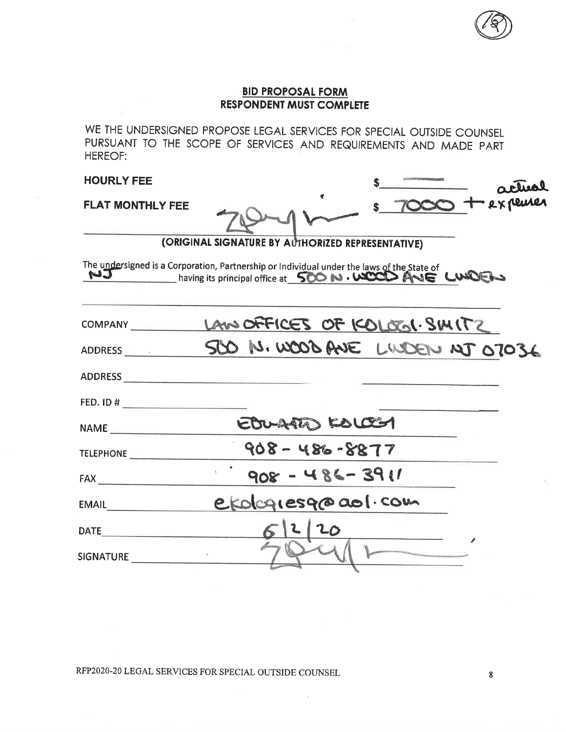## BID PROPOSAL FORM
## RESPONDENT MUST COMPLETE

WE THE UNDERSIGNED PROPOSE LEGAL SERVICES FOR SPECIAL OUTSIDE COUNSEL PURSUANT TO THE SCOPE OF SERVICES AND REQUIREMENTS AND MADE PART HEREOF:

**HOURLY FEE** $ ——

**FLAT MONTHLY FEE** $ 7000 + actual expenses

[signature]

**(ORIGINAL SIGNATURE BY AUTHORIZED REPRESENTATIVE)**

The undersigned is a Corporation, Partnership or Individual under the laws of the State of NJ having its principal office at 500 N. WOOD AVE LINDEN

COMPANY LAW OFFICES OF KOLOGI-SIMITZ

ADDRESS 500 N. WOOD AVE LINDEN NJ 07036

ADDRESS

FED. ID #

NAME EDWARD KOLOGI

TELEPHONE 908-486-8877

FAX 908-486-3911

EMAIL ekologiesq@aol.com

DATE 6/2/20

SIGNATURE [signature]

RFP2020-20 LEGAL SERVICES FOR SPECIAL OUTSIDE COUNSEL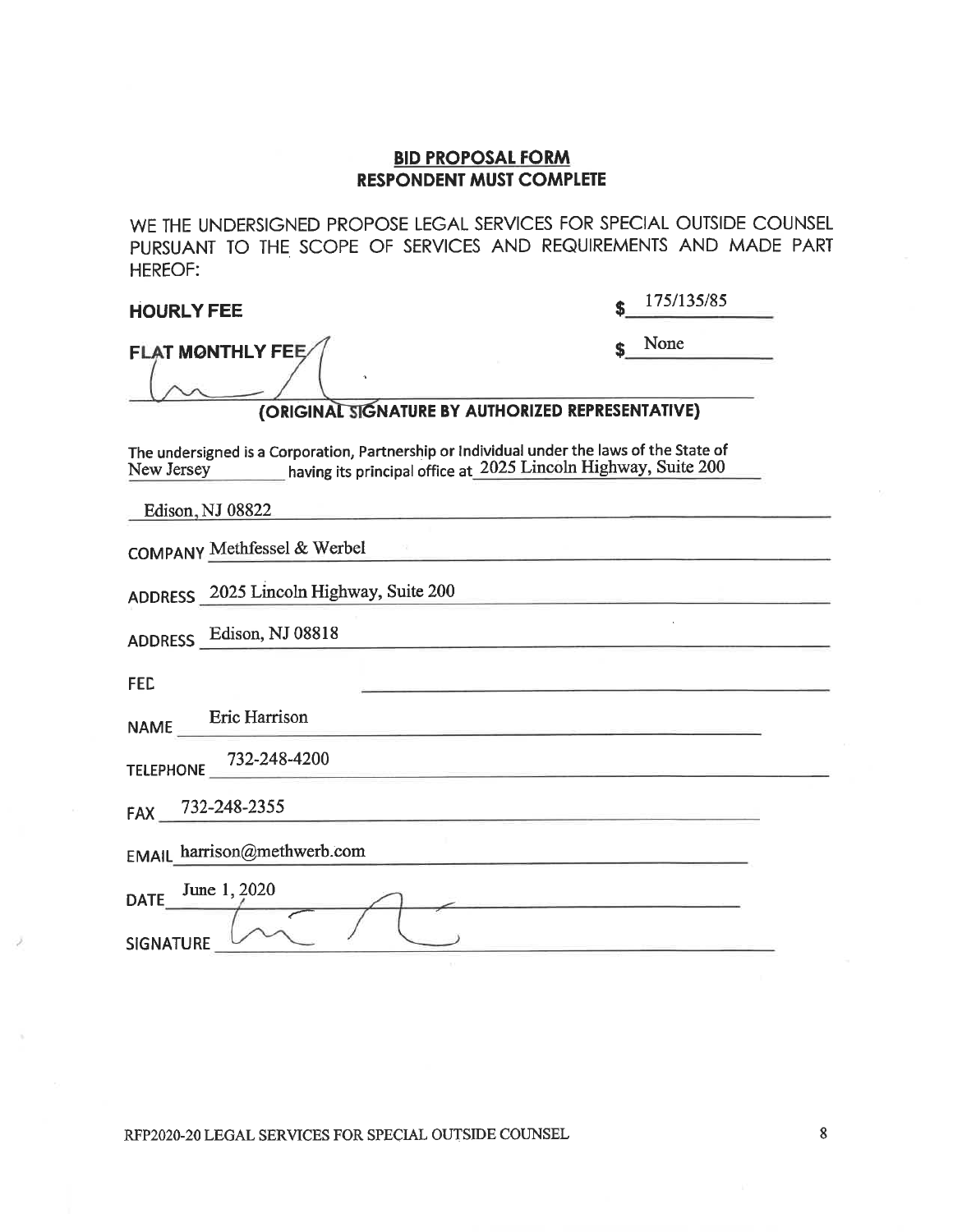## BID PROPOSAL FORM
## RESPONDENT MUST COMPLETE

WE THE UNDERSIGNED PROPOSE LEGAL SERVICES FOR SPECIAL OUTSIDE COUNSEL PURSUANT TO THE SCOPE OF SERVICES AND REQUIREMENTS AND MADE PART HEREOF:

**HOURLY FEE** $ 175/135/85

**FLAT MONTHLY FEE** $ None

(ORIGINAL SIGNATURE BY AUTHORIZED REPRESENTATIVE)

The undersigned is a Corporation, Partnership or Individual under the laws of the State of New Jersey having its principal office at 2025 Lincoln Highway, Suite 200

Edison, NJ 08822

COMPANY Methfessel & Werbel

ADDRESS 2025 Lincoln Highway, Suite 200

ADDRESS Edison, NJ 08818

FEC

NAME Eric Harrison

TELEPHONE 732-248-4200

FAX 732-248-2355

EMAIL harrison@methwerb.com

DATE June 1, 2020

SIGNATURE

RFP2020-20 LEGAL SERVICES FOR SPECIAL OUTSIDE COUNSEL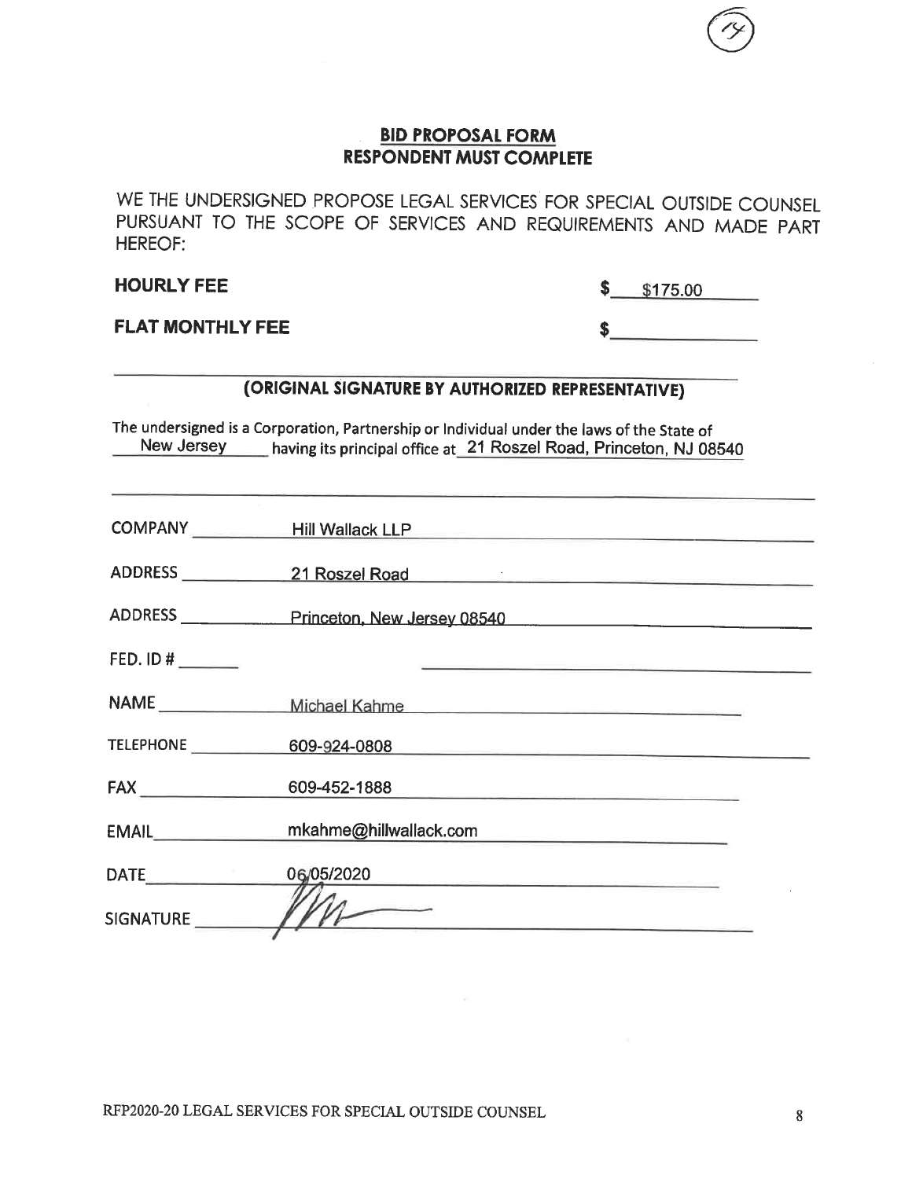## BID PROPOSAL FORM
## RESPONDENT MUST COMPLETE

WE THE UNDERSIGNED PROPOSE LEGAL SERVICES FOR SPECIAL OUTSIDE COUNSEL PURSUANT TO THE SCOPE OF SERVICES AND REQUIREMENTS AND MADE PART HEREOF:

**HOURLY FEE** $ $175.00

**FLAT MONTHLY FEE** $ ______________

______________________________________________

**(ORIGINAL SIGNATURE BY AUTHORIZED REPRESENTATIVE)**

The undersigned is a Corporation, Partnership or Individual under the laws of the State of New Jersey having its principal office at 21 Roszel Road, Princeton, NJ 08540

COMPANY Hill Wallack LLP

ADDRESS 21 Roszel Road

ADDRESS Princeton, New Jersey 08540

FED. ID # ______

NAME Michael Kahme

TELEPHONE 609-924-0808

FAX 609-452-1888

EMAIL mkahme@hillwallack.com

DATE 06/05/2020

SIGNATURE [signature]

RFP2020-20 LEGAL SERVICES FOR SPECIAL OUTSIDE COUNSEL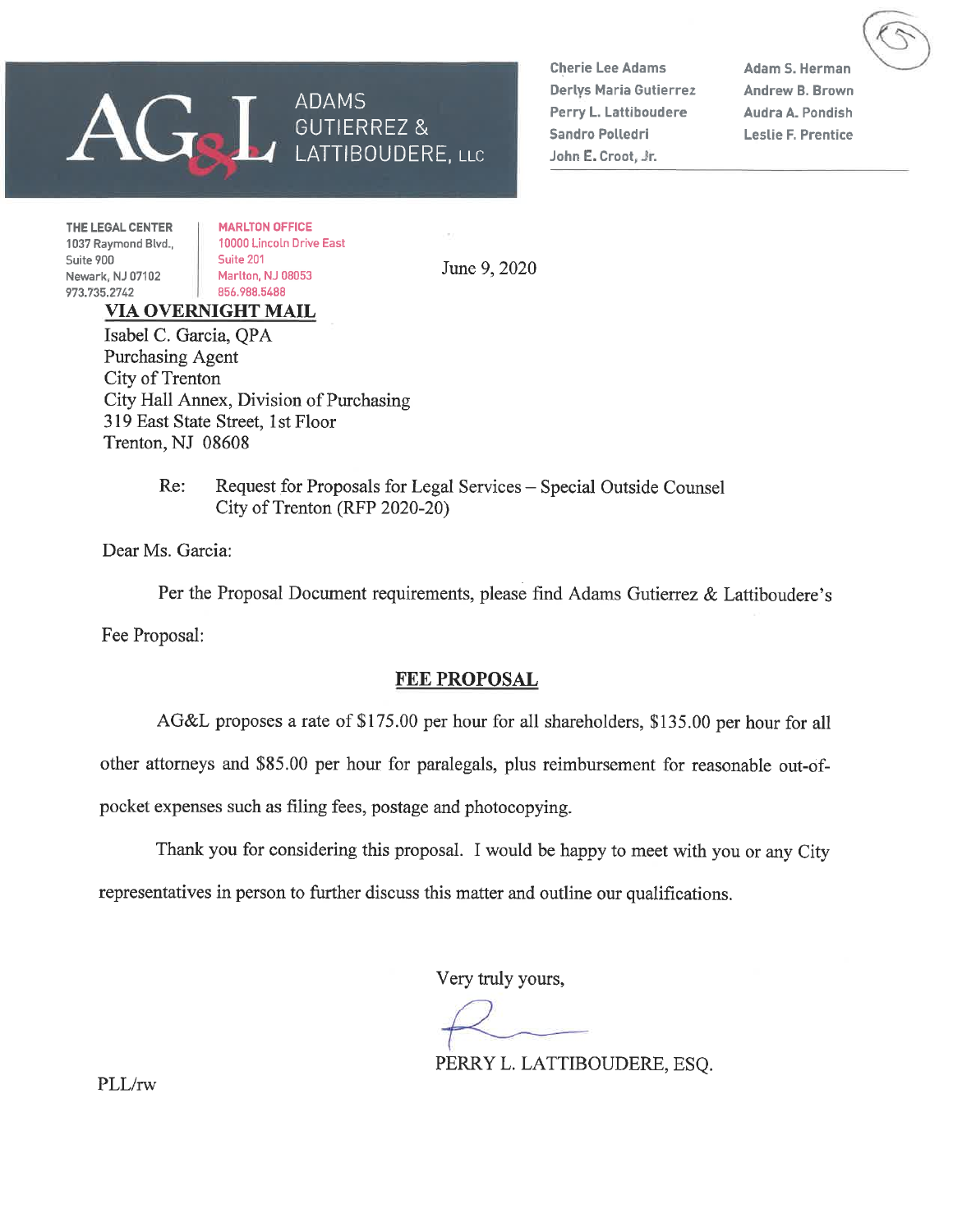ADAMS GUTIERREZ & LATTIBOUDERE, LLC

Cherie Lee Adams
Derlys Maria Gutierrez
Perry L. Lattiboudere
Sandro Polledri
John E. Croot, Jr.

Adam S. Herman
Andrew B. Brown
Audra A. Pondish
Leslie F. Prentice

**THE LEGAL CENTER**
1037 Raymond Blvd.,
Suite 900
Newark, NJ 07102
973.735.2742

**MARLTON OFFICE**
10000 Lincoln Drive East
Suite 201
Marlton, NJ 08053
856.988.5488

June 9, 2020

**VIA OVERNIGHT MAIL**

Isabel C. Garcia, QPA
Purchasing Agent
City of Trenton
City Hall Annex, Division of Purchasing
319 East State Street, 1st Floor
Trenton, NJ 08608

Re: Request for Proposals for Legal Services – Special Outside Counsel
City of Trenton (RFP 2020-20)

Dear Ms. Garcia:

Per the Proposal Document requirements, please find Adams Gutierrez & Lattiboudere's Fee Proposal:

**FEE PROPOSAL**

AG&L proposes a rate of $175.00 per hour for all shareholders, $135.00 per hour for all other attorneys and $85.00 per hour for paralegals, plus reimbursement for reasonable out-of-pocket expenses such as filing fees, postage and photocopying.

Thank you for considering this proposal. I would be happy to meet with you or any City representatives in person to further discuss this matter and outline our qualifications.

Very truly yours,

PERRY L. LATTIBOUDERE, ESQ.

PLL/rw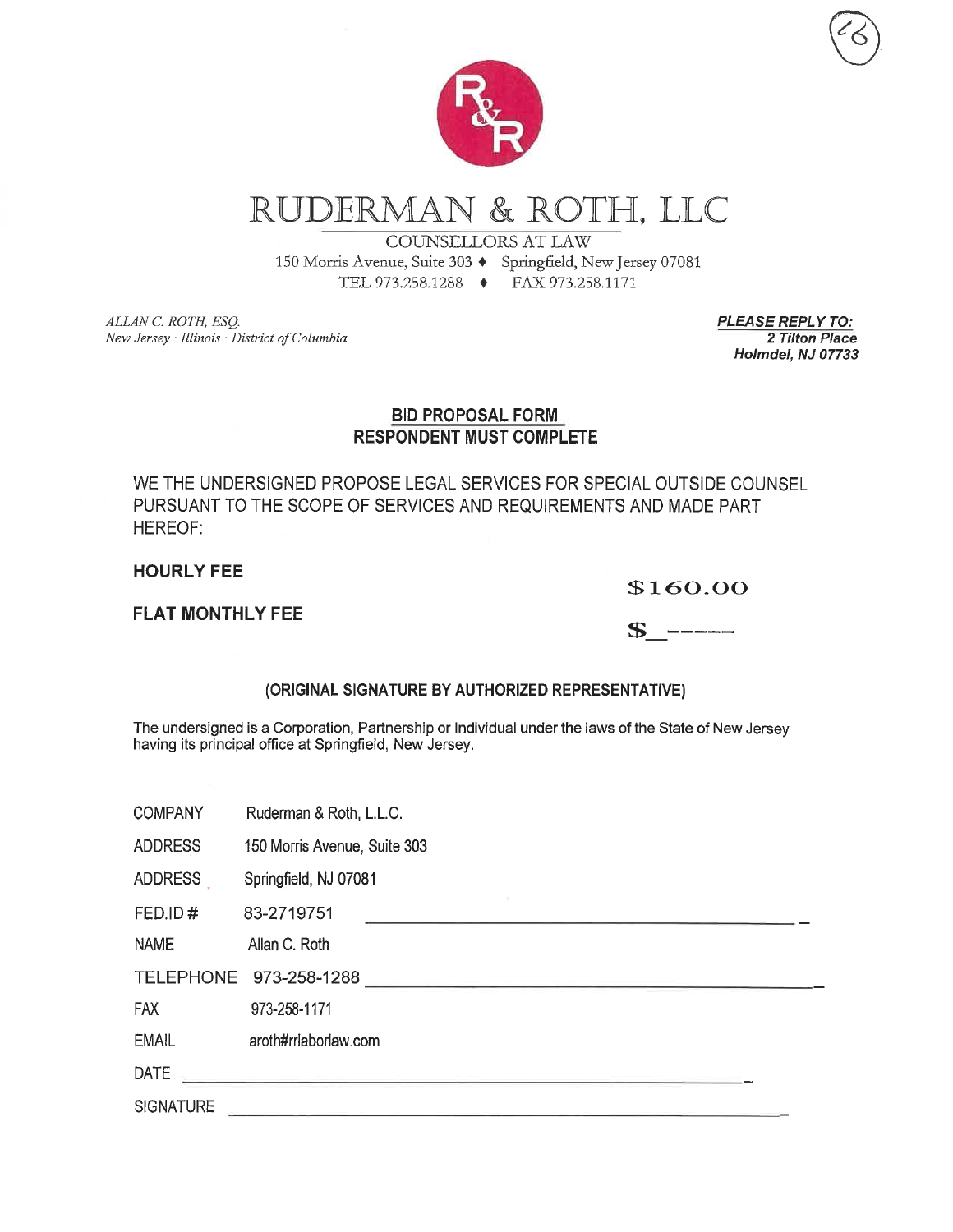# RUDERMAN & ROTH, LLC

COUNSELLORS AT LAW
150 Morris Avenue, Suite 303 ♦ Springfield, New Jersey 07081
TEL 973.258.1288 ♦ FAX 973.258.1171

*ALLAN C. ROTH, ESQ.*
*New Jersey · Illinois · District of Columbia*

***PLEASE REPLY TO:***
***2 Tilton Place***
***Holmdel, NJ 07733***

**BID PROPOSAL FORM**
**RESPONDENT MUST COMPLETE**

WE THE UNDERSIGNED PROPOSE LEGAL SERVICES FOR SPECIAL OUTSIDE COUNSEL PURSUANT TO THE SCOPE OF SERVICES AND REQUIREMENTS AND MADE PART HEREOF:

**HOURLY FEE** $160.00

**FLAT MONTHLY FEE** $_-----

**(ORIGINAL SIGNATURE BY AUTHORIZED REPRESENTATIVE)**

The undersigned is a Corporation, Partnership or Individual under the laws of the State of New Jersey having its principal office at Springfield, New Jersey.

COMPANY Ruderman & Roth, L.L.C.

ADDRESS 150 Morris Avenue, Suite 303

ADDRESS Springfield, NJ 07081

FED.ID # 83-2719751 ____________________

NAME Allan C. Roth

TELEPHONE 973-258-1288 ____________________

FAX 973-258-1171

EMAIL aroth#rrlaborlaw.com

DATE ____________________

SIGNATURE ____________________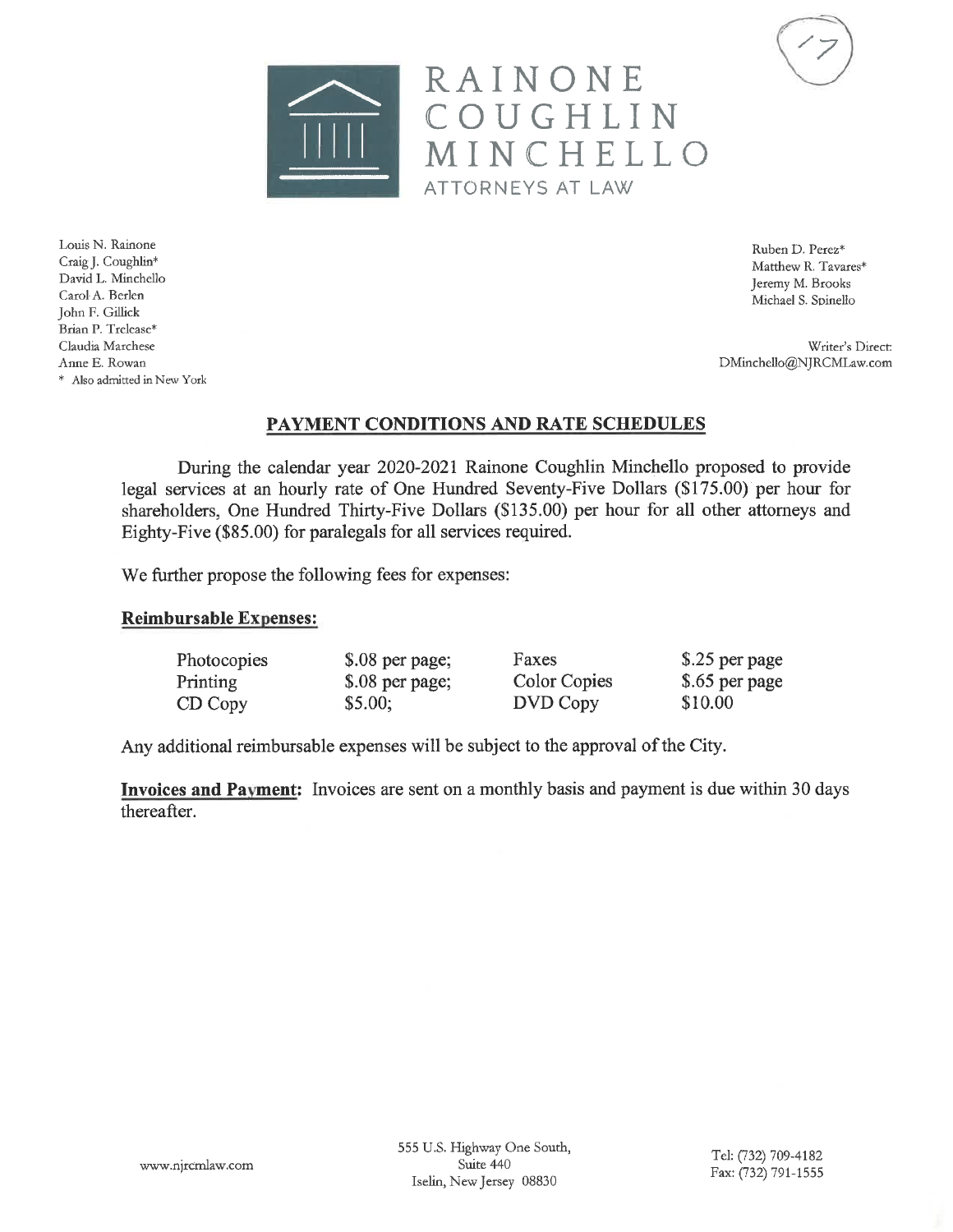# RAINONE COUGHLIN MINCHELLO

ATTORNEYS AT LAW

Louis N. Rainone
Craig J. Coughlin*
David L. Minchello
Carol A. Berlen
John F. Gillick
Brian P. Trelease*
Claudia Marchese
Anne E. Rowan
* Also admitted in New York

Ruben D. Perez*
Matthew R. Tavares*
Jeremy M. Brooks
Michael S. Spinello

Writer's Direct:
DMinchello@NJRCMLaw.com

## PAYMENT CONDITIONS AND RATE SCHEDULES

During the calendar year 2020-2021 Rainone Coughlin Minchello proposed to provide legal services at an hourly rate of One Hundred Seventy-Five Dollars ($175.00) per hour for shareholders, One Hundred Thirty-Five Dollars ($135.00) per hour for all other attorneys and Eighty-Five ($85.00) for paralegals for all services required.

We further propose the following fees for expenses:

**Reimbursable Expenses:**

| | | | |
|---|---|---|---|
| Photocopies | $.08 per page; | Faxes | $.25 per page |
| Printing | $.08 per page; | Color Copies | $.65 per page |
| CD Copy | $5.00; | DVD Copy | $10.00 |

Any additional reimbursable expenses will be subject to the approval of the City.

**Invoices and Payment:** Invoices are sent on a monthly basis and payment is due within 30 days thereafter.

www.njrcmlaw.com

555 U.S. Highway One South, Suite 440
Iselin, New Jersey 08830

Tel: (732) 709-4182
Fax: (732) 791-1555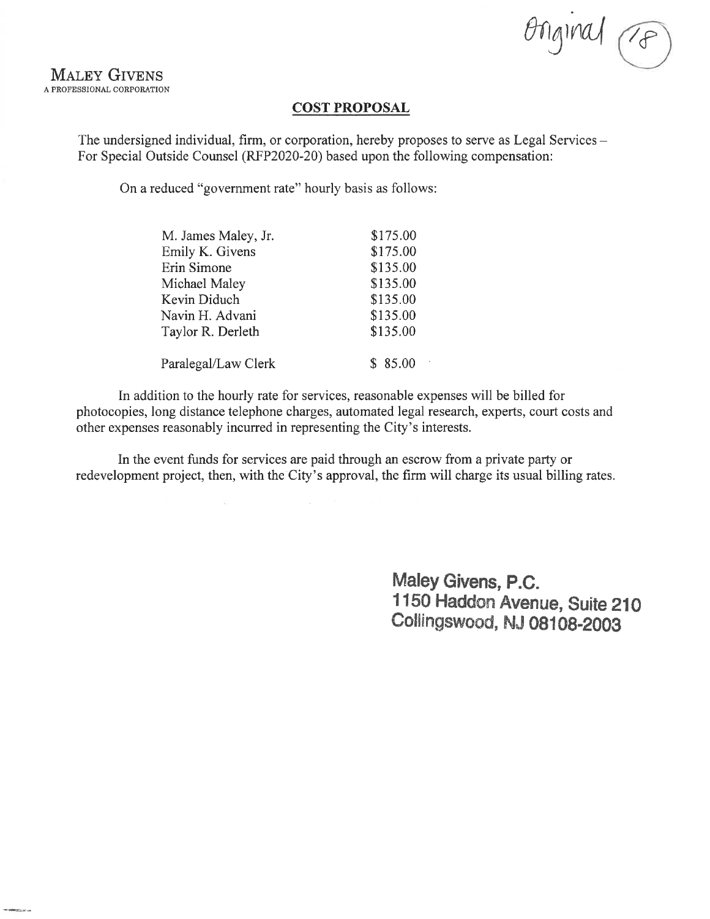Original (18)

**MALEY GIVENS**
A PROFESSIONAL CORPORATION

## COST PROPOSAL

The undersigned individual, firm, or corporation, hereby proposes to serve as Legal Services – For Special Outside Counsel (RFP2020-20) based upon the following compensation:

On a reduced "government rate" hourly basis as follows:

| | |
|---|---|
| M. James Maley, Jr. | $175.00 |
| Emily K. Givens | $175.00 |
| Erin Simone | $135.00 |
| Michael Maley | $135.00 |
| Kevin Diduch | $135.00 |
| Navin H. Advani | $135.00 |
| Taylor R. Derleth | $135.00 |
| Paralegal/Law Clerk | $ 85.00 |

In addition to the hourly rate for services, reasonable expenses will be billed for photocopies, long distance telephone charges, automated legal research, experts, court costs and other expenses reasonably incurred in representing the City's interests.

In the event funds for services are paid through an escrow from a private party or redevelopment project, then, with the City's approval, the firm will charge its usual billing rates.

**Maley Givens, P.C.**
**1150 Haddon Avenue, Suite 210**
**Collingswood, NJ 08108-2003**